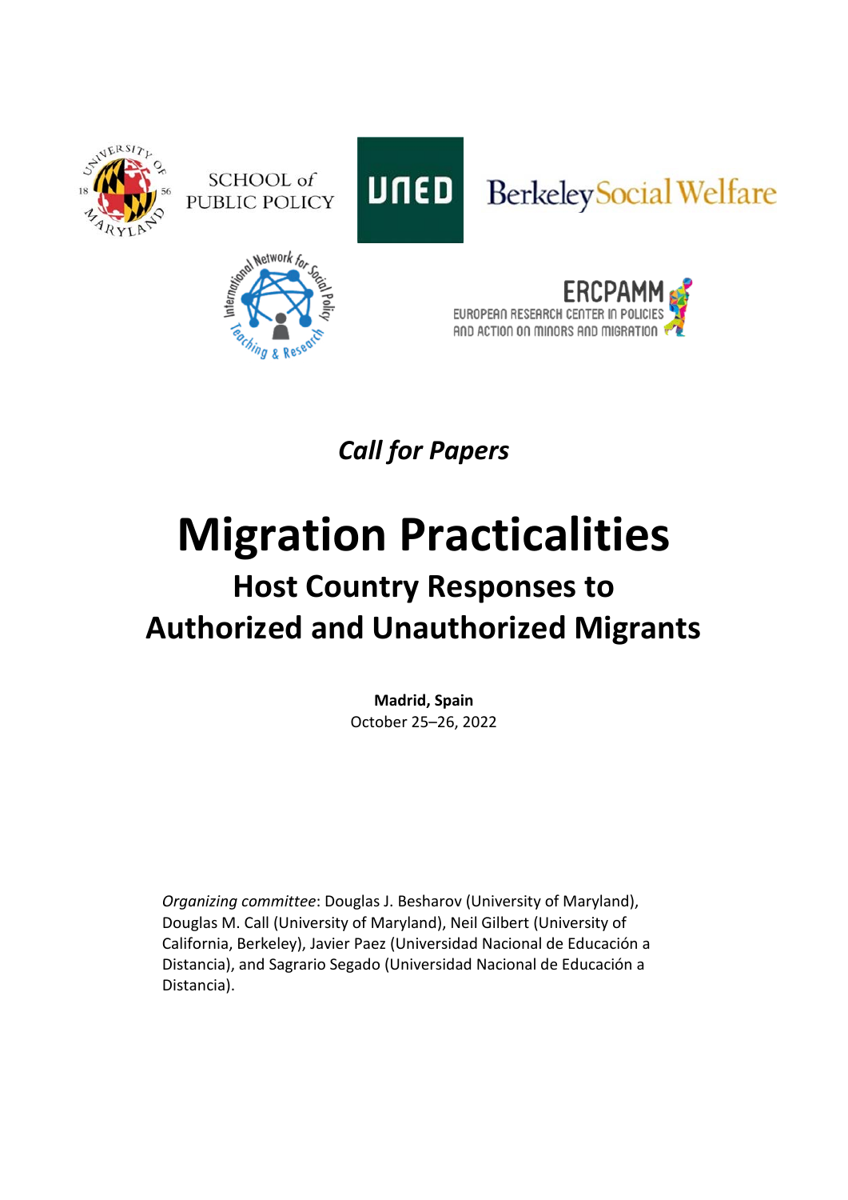*Call for Papers*

# Migration Practicalities

## Host Country Responses to Authorized and Unauthorized Migrants

**Madrid, Spain**
October 25–26, 2022

*Organizing committee*: Douglas J. Besharov (University of Maryland), Douglas M. Call (University of Maryland), Neil Gilbert (University of California, Berkeley), Javier Paez (Universidad Nacional de Educación a Distancia), and Sagrario Segado (Universidad Nacional de Educación a Distancia).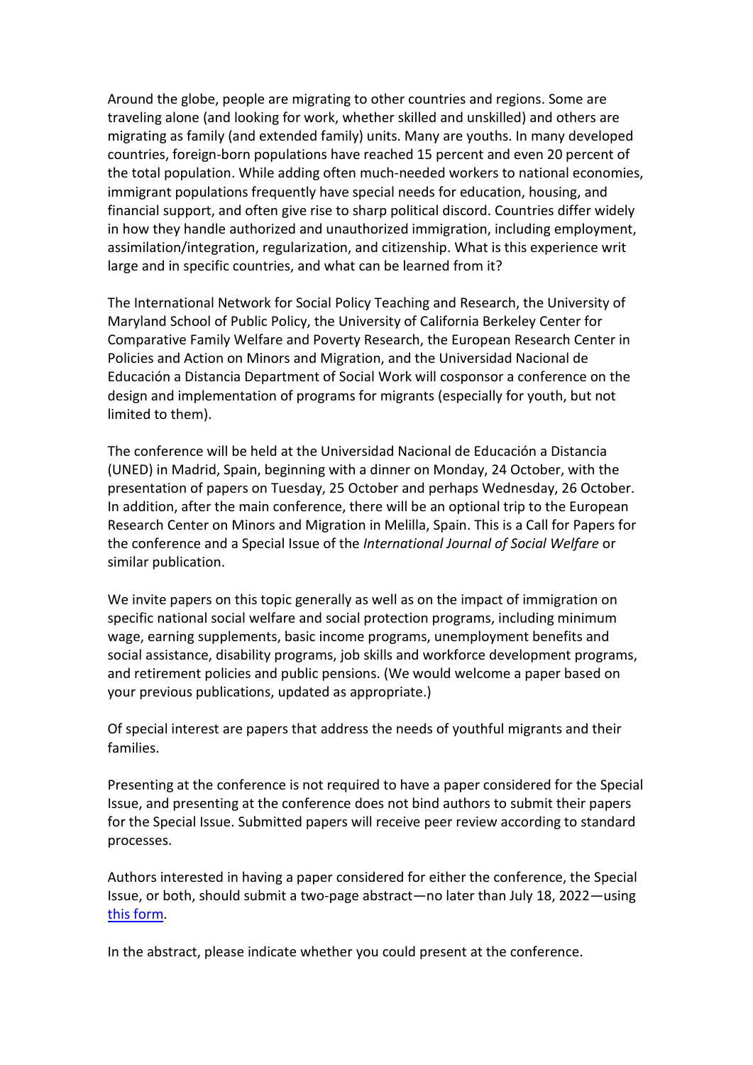Around the globe, people are migrating to other countries and regions. Some are traveling alone (and looking for work, whether skilled and unskilled) and others are migrating as family (and extended family) units. Many are youths. In many developed countries, foreign-born populations have reached 15 percent and even 20 percent of the total population. While adding often much-needed workers to national economies, immigrant populations frequently have special needs for education, housing, and financial support, and often give rise to sharp political discord. Countries differ widely in how they handle authorized and unauthorized immigration, including employment, assimilation/integration, regularization, and citizenship. What is this experience writ large and in specific countries, and what can be learned from it?

The International Network for Social Policy Teaching and Research, the University of Maryland School of Public Policy, the University of California Berkeley Center for Comparative Family Welfare and Poverty Research, the European Research Center in Policies and Action on Minors and Migration, and the Universidad Nacional de Educación a Distancia Department of Social Work will cosponsor a conference on the design and implementation of programs for migrants (especially for youth, but not limited to them).

The conference will be held at the Universidad Nacional de Educación a Distancia (UNED) in Madrid, Spain, beginning with a dinner on Monday, 24 October, with the presentation of papers on Tuesday, 25 October and perhaps Wednesday, 26 October. In addition, after the main conference, there will be an optional trip to the European Research Center on Minors and Migration in Melilla, Spain. This is a Call for Papers for the conference and a Special Issue of the *International Journal of Social Welfare* or similar publication.

We invite papers on this topic generally as well as on the impact of immigration on specific national social welfare and social protection programs, including minimum wage, earning supplements, basic income programs, unemployment benefits and social assistance, disability programs, job skills and workforce development programs, and retirement policies and public pensions. (We would welcome a paper based on your previous publications, updated as appropriate.)

Of special interest are papers that address the needs of youthful migrants and their families.

Presenting at the conference is not required to have a paper considered for the Special Issue, and presenting at the conference does not bind authors to submit their papers for the Special Issue. Submitted papers will receive peer review according to standard processes.

Authors interested in having a paper considered for either the conference, the Special Issue, or both, should submit a two-page abstract—no later than July 18, 2022—using this form.

In the abstract, please indicate whether you could present at the conference.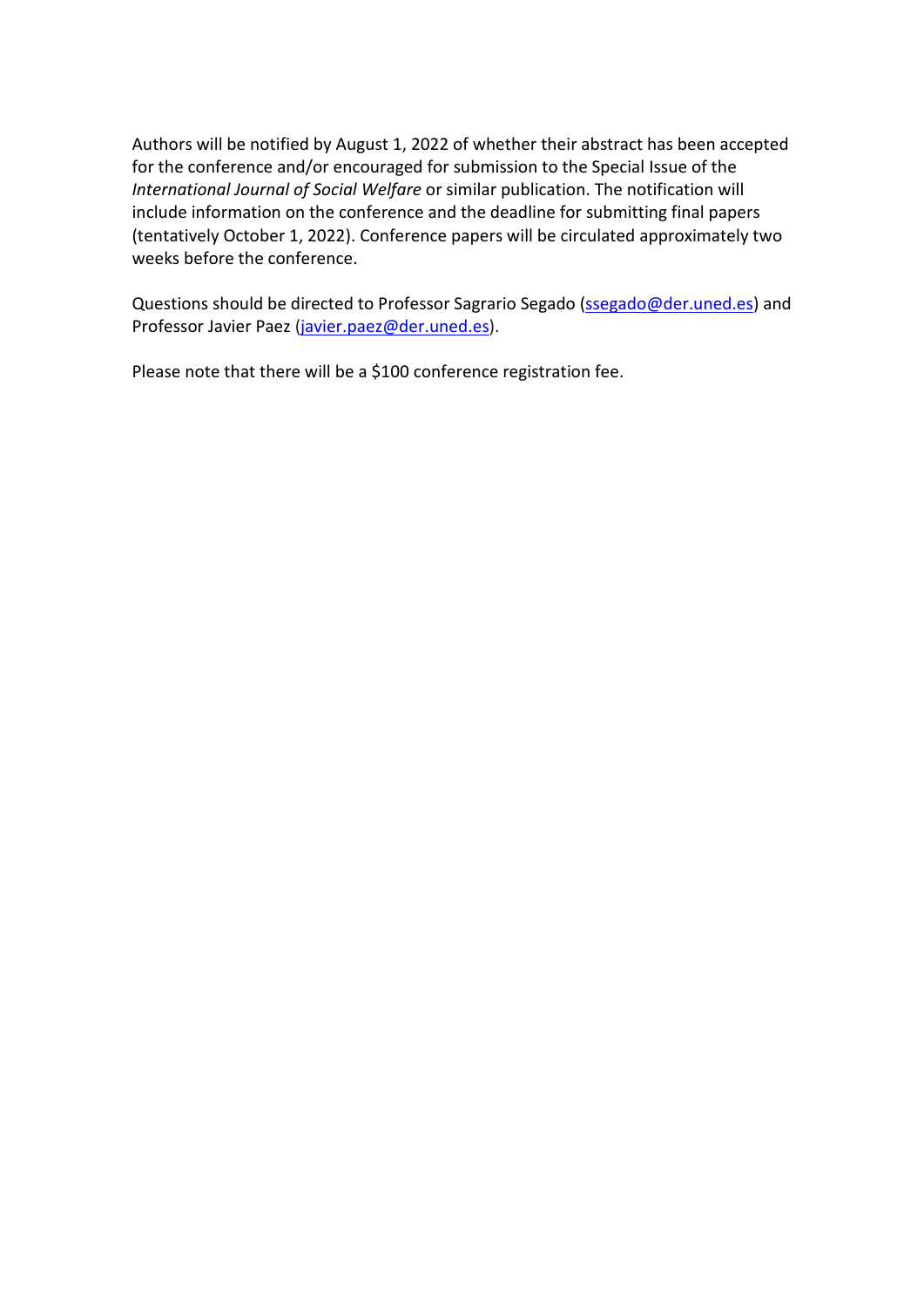Authors will be notified by August 1, 2022 of whether their abstract has been accepted for the conference and/or encouraged for submission to the Special Issue of the *International Journal of Social Welfare* or similar publication. The notification will include information on the conference and the deadline for submitting final papers (tentatively October 1, 2022). Conference papers will be circulated approximately two weeks before the conference.

Questions should be directed to Professor Sagrario Segado (ssegado@der.uned.es) and Professor Javier Paez (javier.paez@der.uned.es).

Please note that there will be a $100 conference registration fee.